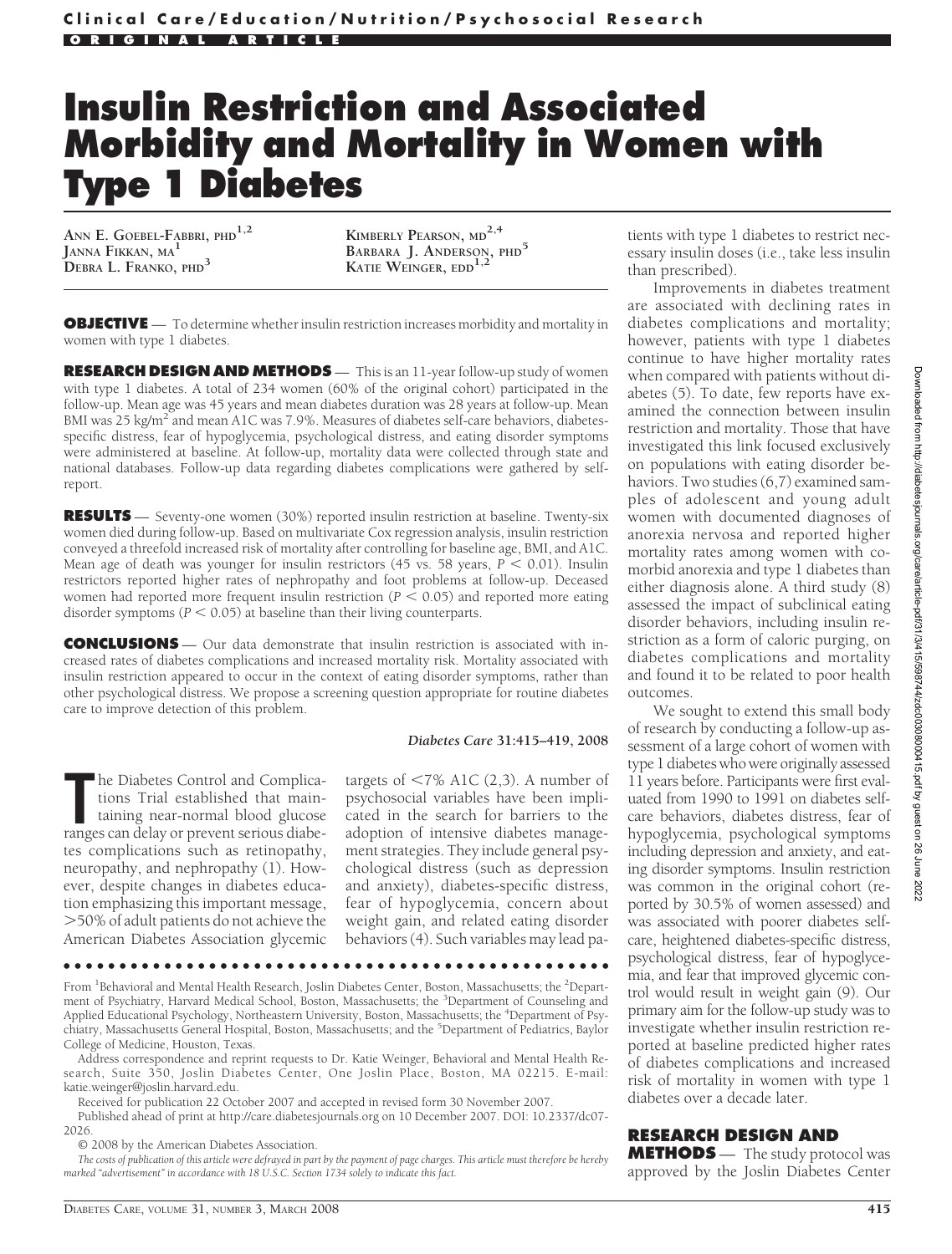Clinical Care/Education/Nutrition/Psychosocial Research

ORIGINAL ARTICLE

# Insulin Restriction and Associated Morbidity and Mortality in Women with Type 1 Diabetes

ANN E. GOEBEL-FABBRI, PHD[1,2]
JANNA FIKKAN, MA[1]
DEBRA L. FRANKO, PHD[3]
KIMBERLY PEARSON, MD[2,4]
BARBARA J. ANDERSON, PHD[5]
KATIE WEINGER, EDD[1,2]

**OBJECTIVE** — To determine whether insulin restriction increases morbidity and mortality in women with type 1 diabetes.

**RESEARCH DESIGN AND METHODS** — This is an 11-year follow-up study of women with type 1 diabetes. A total of 234 women (60% of the original cohort) participated in the follow-up. Mean age was 45 years and mean diabetes duration was 28 years at follow-up. Mean BMI was 25 kg/m$^2$ and mean A1C was 7.9%. Measures of diabetes self-care behaviors, diabetes-specific distress, fear of hypoglycemia, psychological distress, and eating disorder symptoms were administered at baseline. At follow-up, mortality data were collected through state and national databases. Follow-up data regarding diabetes complications were gathered by self-report.

**RESULTS** — Seventy-one women (30%) reported insulin restriction at baseline. Twenty-six women died during follow-up. Based on multivariate Cox regression analysis, insulin restriction conveyed a threefold increased risk of mortality after controlling for baseline age, BMI, and A1C. Mean age of death was younger for insulin restrictors (45 vs. 58 years, $P < 0.01$). Insulin restrictors reported higher rates of nephropathy and foot problems at follow-up. Deceased women had reported more frequent insulin restriction ($P < 0.05$) and reported more eating disorder symptoms ($P < 0.05$) at baseline than their living counterparts.

**CONCLUSIONS** — Our data demonstrate that insulin restriction is associated with increased rates of diabetes complications and increased mortality risk. Mortality associated with insulin restriction appeared to occur in the context of eating disorder symptoms, rather than other psychological distress. We propose a screening question appropriate for routine diabetes care to improve detection of this problem.

*Diabetes Care* **31:415–419, 2008**

The Diabetes Control and Complications Trial established that maintaining near-normal blood glucose ranges can delay or prevent serious diabetes complications such as retinopathy, neuropathy, and nephropathy (1). However, despite changes in diabetes education emphasizing this important message, >50% of adult patients do not achieve the American Diabetes Association glycemic targets of <7% A1C (2,3). A number of psychosocial variables have been implicated in the search for barriers to the adoption of intensive diabetes management strategies. They include general psychological distress (such as depression and anxiety), diabetes-specific distress, fear of hypoglycemia, concern about weight gain, and related eating disorder behaviors (4). Such variables may lead patients with type 1 diabetes to restrict necessary insulin doses (i.e., take less insulin than prescribed).

Improvements in diabetes treatment are associated with declining rates in diabetes complications and mortality; however, patients with type 1 diabetes continue to have higher mortality rates when compared with patients without diabetes (5). To date, few reports have examined the connection between insulin restriction and mortality. Those that have investigated this link focused exclusively on populations with eating disorder behaviors. Two studies (6,7) examined samples of adolescent and young adult women with documented diagnoses of anorexia nervosa and reported higher mortality rates among women with comorbid anorexia and type 1 diabetes than either diagnosis alone. A third study (8) assessed the impact of subclinical eating disorder behaviors, including insulin restriction as a form of caloric purging, on diabetes complications and mortality and found it to be related to poor health outcomes.

We sought to extend this small body of research by conducting a follow-up assessment of a large cohort of women with type 1 diabetes who were originally assessed 11 years before. Participants were first evaluated from 1990 to 1991 on diabetes self-care behaviors, diabetes distress, fear of hypoglycemia, psychological symptoms including depression and anxiety, and eating disorder symptoms. Insulin restriction was common in the original cohort (reported by 30.5% of women assessed) and was associated with poorer diabetes self-care, heightened diabetes-specific distress, psychological distress, fear of hypoglycemia, and fear that improved glycemic control would result in weight gain (9). Our primary aim for the follow-up study was to investigate whether insulin restriction reported at baseline predicted higher rates of diabetes complications and increased risk of mortality in women with type 1 diabetes over a decade later.

## RESEARCH DESIGN AND METHODS

— The study protocol was approved by the Joslin Diabetes Center

From [1]Behavioral and Mental Health Research, Joslin Diabetes Center, Boston, Massachusetts; the [2]Department of Psychiatry, Harvard Medical School, Boston, Massachusetts; the [3]Department of Counseling and Applied Educational Psychology, Northeastern University, Boston, Massachusetts; the [4]Department of Psychiatry, Massachusetts General Hospital, Boston, Massachusetts; and the [5]Department of Pediatrics, Baylor College of Medicine, Houston, Texas.

Address correspondence and reprint requests to Dr. Katie Weinger, Behavioral and Mental Health Research, Suite 350, Joslin Diabetes Center, One Joslin Place, Boston, MA 02215. E-mail: katie.weinger@joslin.harvard.edu.

Received for publication 22 October 2007 and accepted in revised form 30 November 2007.

Published ahead of print at http://care.diabetesjournals.org on 10 December 2007. DOI: 10.2337/dc07-2026.

© 2008 by the American Diabetes Association.

*The costs of publication of this article were defrayed in part by the payment of page charges. This article must therefore be hereby marked "advertisement" in accordance with 18 U.S.C. Section 1734 solely to indicate this fact.*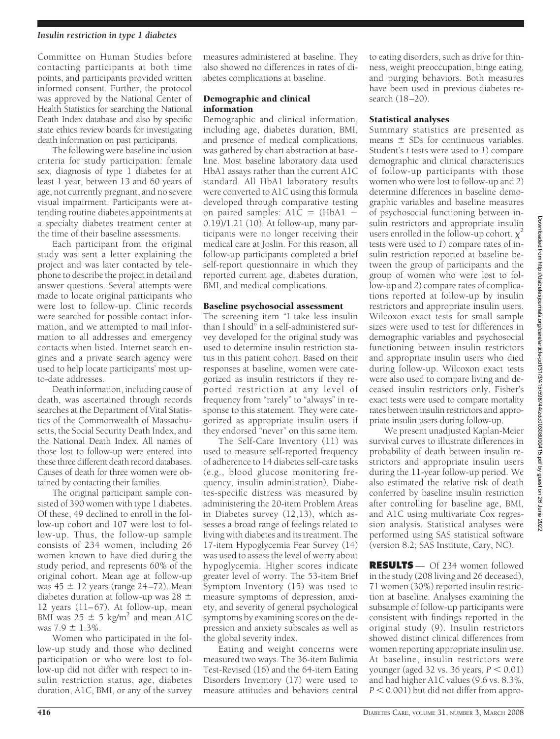Committee on Human Studies before contacting participants at both time points, and participants provided written informed consent. Further, the protocol was approved by the National Center of Health Statistics for searching the National Death Index database and also by specific state ethics review boards for investigating death information on past participants.

The following were baseline inclusion criteria for study participation: female sex, diagnosis of type 1 diabetes for at least 1 year, between 13 and 60 years of age, not currently pregnant, and no severe visual impairment. Participants were attending routine diabetes appointments at a specialty diabetes treatment center at the time of their baseline assessments.

Each participant from the original study was sent a letter explaining the project and was later contacted by telephone to describe the project in detail and answer questions. Several attempts were made to locate original participants who were lost to follow-up. Clinic records were searched for possible contact information, and we attempted to mail information to all addresses and emergency contacts when listed. Internet search engines and a private search agency were used to help locate participants' most up-to-date addresses.

Death information, including cause of death, was ascertained through records searches at the Department of Vital Statistics of the Commonwealth of Massachusetts, the Social Security Death Index, and the National Death Index. All names of those lost to follow-up were entered into these three different death record databases. Causes of death for three women were obtained by contacting their families.

The original participant sample consisted of 390 women with type 1 diabetes. Of these, 49 declined to enroll in the follow-up cohort and 107 were lost to follow-up. Thus, the follow-up sample consists of 234 women, including 26 women known to have died during the study period, and represents 60% of the original cohort. Mean age at follow-up was 45 ± 12 years (range 24–72). Mean diabetes duration at follow-up was 28 ± 12 years (11–67). At follow-up, mean BMI was 25 ± 5 kg/m$^2$ and mean A1C was 7.9 ± 1.3%.

Women who participated in the follow-up study and those who declined participation or who were lost to follow-up did not differ with respect to insulin restriction status, age, diabetes duration, A1C, BMI, or any of the survey measures administered at baseline. They also showed no differences in rates of diabetes complications at baseline.

### Demographic and clinical information

Demographic and clinical information, including age, diabetes duration, BMI, and presence of medical complications, was gathered by chart abstraction at baseline. Most baseline laboratory data used HbA1 assays rather than the current A1C standard. All HbA1 laboratory results were converted to A1C using this formula developed through comparative testing on paired samples: $A1C = (HbA1 - 0.19)/1.21$ (10). At follow-up, many participants were no longer receiving their medical care at Joslin. For this reason, all follow-up participants completed a brief self-report questionnaire in which they reported current age, diabetes duration, BMI, and medical complications.

### Baseline psychosocial assessment

The screening item "I take less insulin than I should" in a self-administered survey developed for the original study was used to determine insulin restriction status in this patient cohort. Based on their responses at baseline, women were categorized as insulin restrictors if they reported restriction at any level of frequency from "rarely" to "always" in response to this statement. They were categorized as appropriate insulin users if they endorsed "never" on this same item.

The Self-Care Inventory (11) was used to measure self-reported frequency of adherence to 14 diabetes self-care tasks (e.g., blood glucose monitoring frequency, insulin administration). Diabetes-specific distress was measured by administering the 20-item Problem Areas in Diabetes survey (12,13), which assesses a broad range of feelings related to living with diabetes and its treatment. The 17-item Hypoglycemia Fear Survey (14) was used to assess the level of worry about hypoglycemia. Higher scores indicate greater level of worry. The 53-item Brief Symptom Inventory (15) was used to measure symptoms of depression, anxiety, and severity of general psychological symptoms by examining scores on the depression and anxiety subscales as well as the global severity index.

Eating and weight concerns were measured two ways. The 36-item Bulimia Test-Revised (16) and the 64-item Eating Disorders Inventory (17) were used to measure attitudes and behaviors central to eating disorders, such as drive for thinness, weight preoccupation, binge eating, and purging behaviors. Both measures have been used in previous diabetes research (18–20).

### Statistical analyses

Summary statistics are presented as means ± SDs for continuous variables. Student's *t* tests were used to *1*) compare demographic and clinical characteristics of follow-up participants with those women who were lost to follow-up and *2*) determine differences in baseline demographic variables and baseline measures of psychosocial functioning between insulin restrictors and appropriate insulin users enrolled in the follow-up cohort. $\chi^2$ tests were used to *1*) compare rates of insulin restriction reported at baseline between the group of participants and the group of women who were lost to follow-up and *2*) compare rates of complications reported at follow-up by insulin restrictors and appropriate insulin users. Wilcoxon exact tests for small sample sizes were used to test for differences in demographic variables and psychosocial functioning between insulin restrictors and appropriate insulin users who died during follow-up. Wilcoxon exact tests were also used to compare living and deceased insulin restrictors only. Fisher's exact tests were used to compare mortality rates between insulin restrictors and appropriate insulin users during follow-up.

We present unadjusted Kaplan-Meier survival curves to illustrate differences in probability of death between insulin restrictors and appropriate insulin users during the 11-year follow-up period. We also estimated the relative risk of death conferred by baseline insulin restriction after controlling for baseline age, BMI, and A1C using multivariate Cox regression analysis. Statistical analyses were performed using SAS statistical software (version 8.2; SAS Institute, Cary, NC).

## RESULTS

Of 234 women followed in the study (208 living and 26 deceased), 71 women (30%) reported insulin restriction at baseline. Analyses examining the subsample of follow-up participants were consistent with findings reported in the original study (9). Insulin restrictors showed distinct clinical differences from women reporting appropriate insulin use. At baseline, insulin restrictors were younger (aged 32 vs. 36 years, $P < 0.01$) and had higher A1C values (9.6 vs. 8.3%, $P < 0.001$) but did not differ from appro-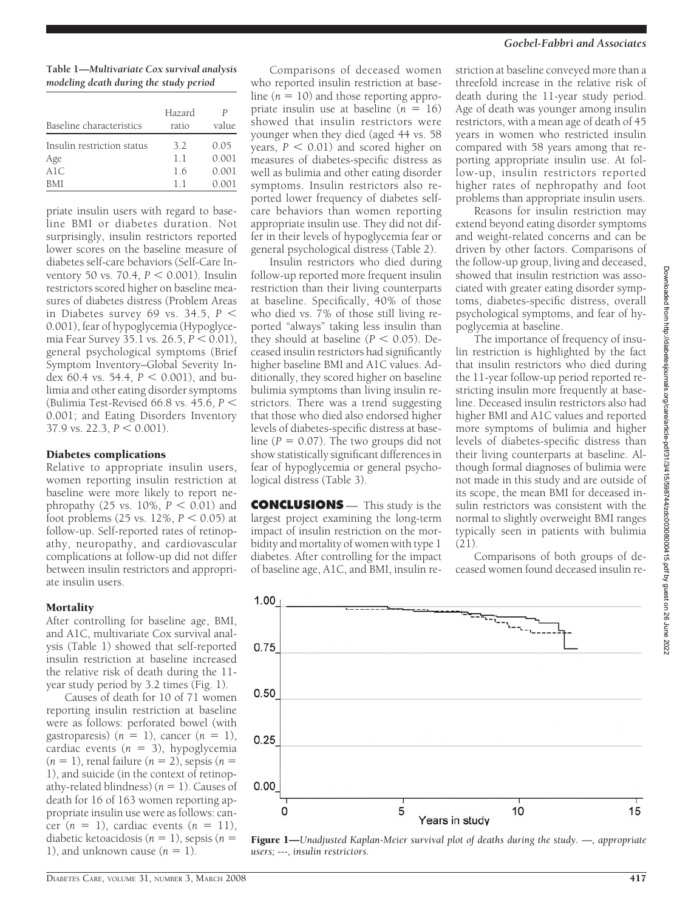**Table 1—Multivariate Cox survival analysis modeling death during the study period**

| Baseline characteristics | Hazard ratio | P value |
|---|---|---|
| Insulin restriction status | 3.2 | 0.05 |
| Age | 1.1 | 0.001 |
| A1C | 1.6 | 0.001 |
| BMI | 1.1 | 0.001 |

priate insulin users with regard to baseline BMI or diabetes duration. Not surprisingly, insulin restrictors reported lower scores on the baseline measure of diabetes self-care behaviors (Self-Care Inventory 50 vs. 70.4, $P < 0.001$). Insulin restrictors scored higher on baseline measures of diabetes distress (Problem Areas in Diabetes survey 69 vs. 34.5, $P < 0.001$), fear of hypoglycemia (Hypoglycemia Fear Survey 35.1 vs. 26.5, $P < 0.01$), general psychological symptoms (Brief Symptom Inventory–Global Severity Index 60.4 vs. 54.4, $P < 0.001$), and bulimia and other eating disorder symptoms (Bulimia Test-Revised 66.8 vs. 45.6, $P < 0.001$; and Eating Disorders Inventory 37.9 vs. 22.3, $P < 0.001$).

### Diabetes complications

Relative to appropriate insulin users, women reporting insulin restriction at baseline were more likely to report nephropathy (25 vs. 10%, $P < 0.01$) and foot problems (25 vs. 12%, $P < 0.05$) at follow-up. Self-reported rates of retinopathy, neuropathy, and cardiovascular complications at follow-up did not differ between insulin restrictors and appropriate insulin users.

### Mortality

After controlling for baseline age, BMI, and A1C, multivariate Cox survival analysis (Table 1) showed that self-reported insulin restriction at baseline increased the relative risk of death during the 11-year study period by 3.2 times (Fig. 1).

Causes of death for 10 of 71 women reporting insulin restriction at baseline were as follows: perforated bowel (with gastroparesis) ($n = 1$), cancer ($n = 1$), cardiac events ($n = 3$), hypoglycemia ($n = 1$), renal failure ($n = 2$), sepsis ($n = 1$), and suicide (in the context of retinopathy-related blindness) ($n = 1$). Causes of death for 16 of 163 women reporting appropriate insulin use were as follows: cancer ($n = 1$), cardiac events ($n = 11$), diabetic ketoacidosis ($n = 1$), sepsis ($n = 1$), and unknown cause ($n = 1$).

Comparisons of deceased women who reported insulin restriction at baseline ($n = 10$) and those reporting appropriate insulin use at baseline ($n = 16$) showed that insulin restrictors were younger when they died (aged 44 vs. 58 years, $P < 0.01$) and scored higher on measures of diabetes-specific distress as well as bulimia and other eating disorder symptoms. Insulin restrictors also reported lower frequency of diabetes self-care behaviors than women reporting appropriate insulin use. They did not differ in their levels of hypoglycemia fear or general psychological distress (Table 2).

Insulin restrictors who died during follow-up reported more frequent insulin restriction than their living counterparts at baseline. Specifically, 40% of those who died vs. 7% of those still living reported "always" taking less insulin than they should at baseline ($P < 0.05$). Deceased insulin restrictors had significantly higher baseline BMI and A1C values. Additionally, they scored higher on baseline bulimia symptoms than living insulin restrictors. There was a trend suggesting that those who died also endorsed higher levels of diabetes-specific distress at baseline ($P = 0.07$). The two groups did not show statistically significant differences in fear of hypoglycemia or general psychological distress (Table 3).

## CONCLUSIONS

This study is the largest project examining the long-term impact of insulin restriction on the morbidity and mortality of women with type 1 diabetes. After controlling for the impact of baseline age, A1C, and BMI, insulin restriction at baseline conveyed more than a threefold increase in the relative risk of death during the 11-year study period. Age of death was younger among insulin restrictors, with a mean age of death of 45 years in women who restricted insulin compared with 58 years among that reporting appropriate insulin use. At follow-up, insulin restrictors reported higher rates of nephropathy and foot problems than appropriate insulin users.

Reasons for insulin restriction may extend beyond eating disorder symptoms and weight-related concerns and can be driven by other factors. Comparisons of the follow-up group, living and deceased, showed that insulin restriction was associated with greater eating disorder symptoms, diabetes-specific distress, overall psychological symptoms, and fear of hypoglycemia at baseline.

The importance of frequency of insulin restriction is highlighted by the fact that insulin restrictors who died during the 11-year follow-up period reported restricting insulin more frequently at baseline. Deceased insulin restrictors also had higher BMI and A1C values and reported more symptoms of bulimia and higher levels of diabetes-specific distress than their living counterparts at baseline. Although formal diagnoses of bulimia were not made in this study and are outside of its scope, the mean BMI for deceased insulin restrictors was consistent with the normal to slightly overweight BMI ranges typically seen in patients with bulimia (21).

Comparisons of both groups of deceased women found deceased insulin re-

**Figure 1**—*Unadjusted Kaplan-Meier survival plot of deaths during the study. —, appropriate users; ---, insulin restrictors.*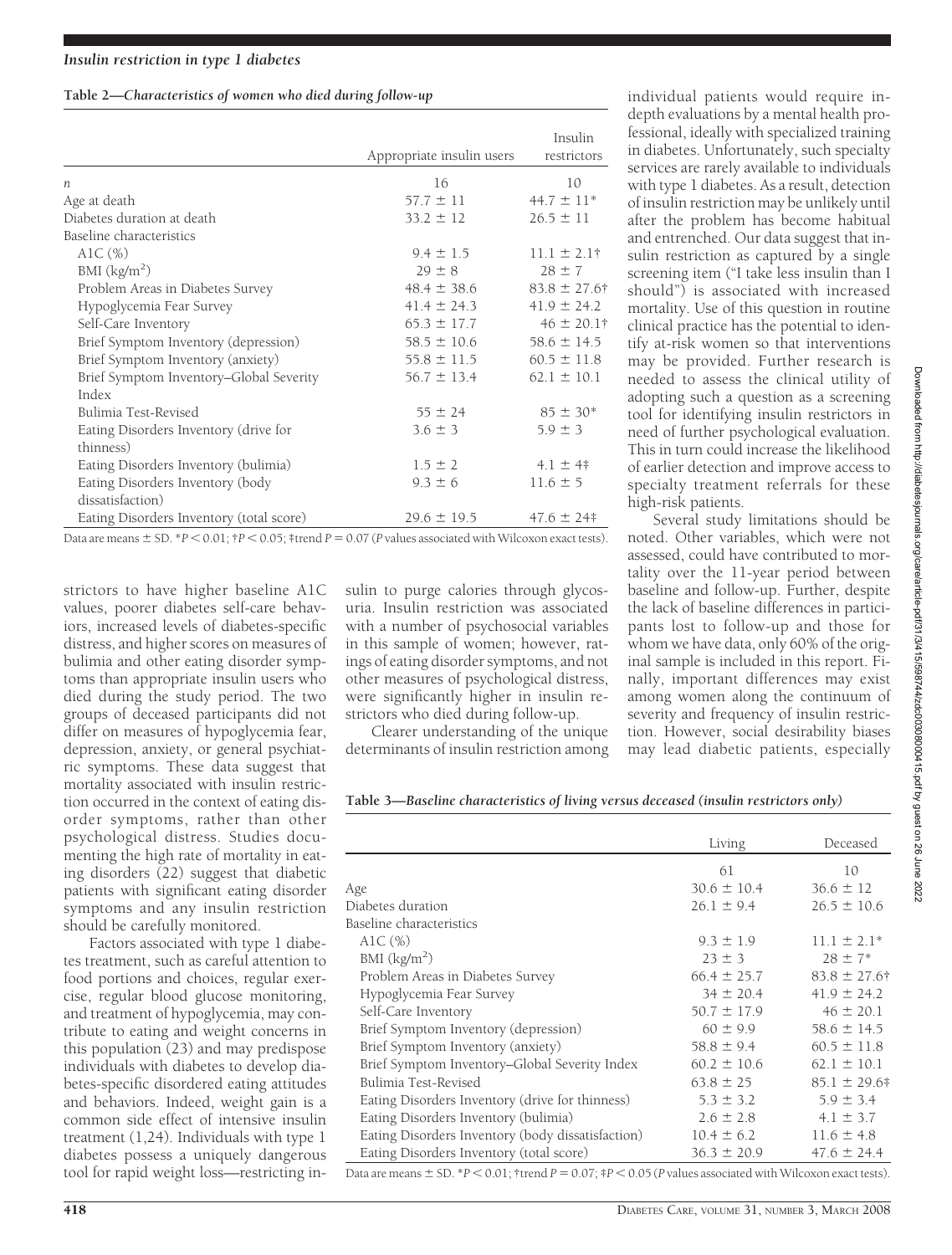**Table 2—Characteristics of women who died during follow-up**

| | Appropriate insulin users | Insulin restrictors |
|---|---|---|
| $n$ | 16 | 10 |
| Age at death | 57.7 ± 11 | 44.7 ± 11* |
| Diabetes duration at death | 33.2 ± 12 | 26.5 ± 11 |
| Baseline characteristics | | |
| A1C (%) | 9.4 ± 1.5 | 11.1 ± 2.1† |
| BMI (kg/m$^2$) | 29 ± 8 | 28 ± 7 |
| Problem Areas in Diabetes Survey | 48.4 ± 38.6 | 83.8 ± 27.6† |
| Hypoglycemia Fear Survey | 41.4 ± 24.3 | 41.9 ± 24.2 |
| Self-Care Inventory | 65.3 ± 17.7 | 46 ± 20.1† |
| Brief Symptom Inventory (depression) | 58.5 ± 10.6 | 58.6 ± 14.5 |
| Brief Symptom Inventory (anxiety) | 55.8 ± 11.5 | 60.5 ± 11.8 |
| Brief Symptom Inventory–Global Severity Index | 56.7 ± 13.4 | 62.1 ± 10.1 |
| Bulimia Test-Revised | 55 ± 24 | 85 ± 30* |
| Eating Disorders Inventory (drive for thinness) | 3.6 ± 3 | 5.9 ± 3 |
| Eating Disorders Inventory (bulimia) | 1.5 ± 2 | 4.1 ± 4‡ |
| Eating Disorders Inventory (body dissatisfaction) | 9.3 ± 6 | 11.6 ± 5 |
| Eating Disorders Inventory (total score) | 29.6 ± 19.5 | 47.6 ± 24‡ |

Data are means ± SD. *$P < 0.01$; †$P < 0.05$; ‡trend $P = 0.07$ ($P$ values associated with Wilcoxon exact tests).

strictors to have higher baseline A1C values, poorer diabetes self-care behaviors, increased levels of diabetes-specific distress, and higher scores on measures of bulimia and other eating disorder symptoms than appropriate insulin users who died during the study period. The two groups of deceased participants did not differ on measures of hypoglycemia fear, depression, anxiety, or general psychiatric symptoms. These data suggest that mortality associated with insulin restriction occurred in the context of eating disorder symptoms, rather than other psychological distress. Studies documenting the high rate of mortality in eating disorders (22) suggest that diabetic patients with significant eating disorder symptoms and any insulin restriction should be carefully monitored.

Factors associated with type 1 diabetes treatment, such as careful attention to food portions and choices, regular exercise, regular blood glucose monitoring, and treatment of hypoglycemia, may contribute to eating and weight concerns in this population (23) and may predispose individuals with diabetes to develop diabetes-specific disordered eating attitudes and behaviors. Indeed, weight gain is a common side effect of intensive insulin treatment (1,24). Individuals with type 1 diabetes possess a uniquely dangerous tool for rapid weight loss—restricting insulin to purge calories through glycosuria. Insulin restriction was associated with a number of psychosocial variables in this sample of women; however, ratings of eating disorder symptoms, and not other measures of psychological distress, were significantly higher in insulin restrictors who died during follow-up.

Clearer understanding of the unique determinants of insulin restriction among individual patients would require in-depth evaluations by a mental health professional, ideally with specialized training in diabetes. Unfortunately, such specialty services are rarely available to individuals with type 1 diabetes. As a result, detection of insulin restriction may be unlikely until after the problem has become habitual and entrenched. Our data suggest that insulin restriction as captured by a single screening item ("I take less insulin than I should") is associated with increased mortality. Use of this question in routine clinical practice has the potential to identify at-risk women so that interventions may be provided. Further research is needed to assess the clinical utility of adopting such a question as a screening tool for identifying insulin restrictors in need of further psychological evaluation. This in turn could increase the likelihood of earlier detection and improve access to specialty treatment referrals for these high-risk patients.

Several study limitations should be noted. Other variables, which were not assessed, could have contributed to mortality over the 11-year period between baseline and follow-up. Further, despite the lack of baseline differences in participants lost to follow-up and those for whom we have data, only 60% of the original sample is included in this report. Finally, important differences may exist among women along the continuum of severity and frequency of insulin restriction. However, social desirability biases may lead diabetic patients, especially

**Table 3—Baseline characteristics of living versus deceased (insulin restrictors only)**

| | Living | Deceased |
|---|---|---|
| | 61 | 10 |
| Age | 30.6 ± 10.4 | 36.6 ± 12 |
| Diabetes duration | 26.1 ± 9.4 | 26.5 ± 10.6 |
| Baseline characteristics | | |
| A1C (%) | 9.3 ± 1.9 | 11.1 ± 2.1* |
| BMI (kg/m$^2$) | 23 ± 3 | 28 ± 7* |
| Problem Areas in Diabetes Survey | 66.4 ± 25.7 | 83.8 ± 27.6† |
| Hypoglycemia Fear Survey | 34 ± 20.4 | 41.9 ± 24.2 |
| Self-Care Inventory | 50.7 ± 17.9 | 46 ± 20.1 |
| Brief Symptom Inventory (depression) | 60 ± 9.9 | 58.6 ± 14.5 |
| Brief Symptom Inventory (anxiety) | 58.8 ± 9.4 | 60.5 ± 11.8 |
| Brief Symptom Inventory–Global Severity Index | 60.2 ± 10.6 | 62.1 ± 10.1 |
| Bulimia Test-Revised | 63.8 ± 25 | 85.1 ± 29.6‡ |
| Eating Disorders Inventory (drive for thinness) | 5.3 ± 3.2 | 5.9 ± 3.4 |
| Eating Disorders Inventory (bulimia) | 2.6 ± 2.8 | 4.1 ± 3.7 |
| Eating Disorders Inventory (body dissatisfaction) | 10.4 ± 6.2 | 11.6 ± 4.8 |
| Eating Disorders Inventory (total score) | 36.3 ± 20.9 | 47.6 ± 24.4 |

Data are means ± SD. *$P < 0.01$; †trend $P = 0.07$; ‡$P < 0.05$ ($P$ values associated with Wilcoxon exact tests).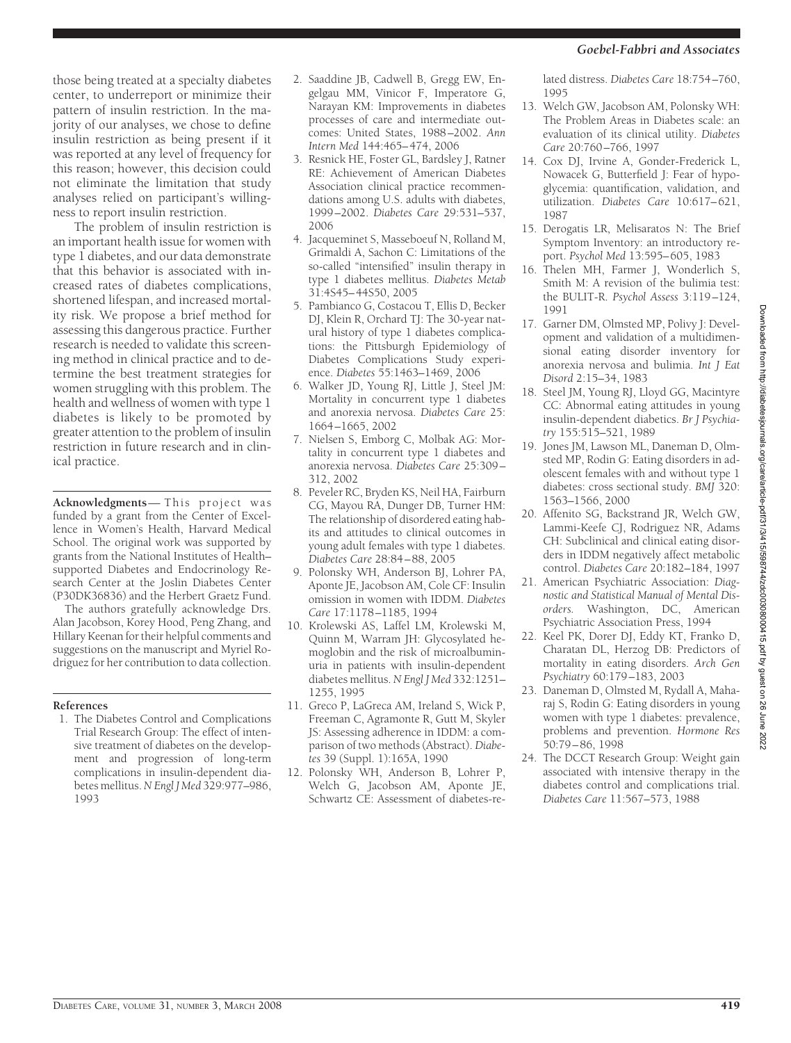those being treated at a specialty diabetes center, to underreport or minimize their pattern of insulin restriction. In the majority of our analyses, we chose to define insulin restriction as being present if it was reported at any level of frequency for this reason; however, this decision could not eliminate the limitation that study analyses relied on participant's willingness to report insulin restriction.

The problem of insulin restriction is an important health issue for women with type 1 diabetes, and our data demonstrate that this behavior is associated with increased rates of diabetes complications, shortened lifespan, and increased mortality risk. We propose a brief method for assessing this dangerous practice. Further research is needed to validate this screening method in clinical practice and to determine the best treatment strategies for women struggling with this problem. The health and wellness of women with type 1 diabetes is likely to be promoted by greater attention to the problem of insulin restriction in future research and in clinical practice.

**Acknowledgments**— This project was funded by a grant from the Center of Excellence in Women's Health, Harvard Medical School. The original work was supported by grants from the National Institutes of Health–supported Diabetes and Endocrinology Research Center at the Joslin Diabetes Center (P30DK36836) and the Herbert Graetz Fund.

The authors gratefully acknowledge Drs. Alan Jacobson, Korey Hood, Peng Zhang, and Hillary Keenan for their helpful comments and suggestions on the manuscript and Myriel Rodriguez for her contribution to data collection.

## References

1. The Diabetes Control and Complications Trial Research Group: The effect of intensive treatment of diabetes on the development and progression of long-term complications in insulin-dependent diabetes mellitus. *N Engl J Med* 329:977–986, 1993
2. Saaddine JB, Cadwell B, Gregg EW, Engelgau MM, Vinicor F, Imperatore G, Narayan KM: Improvements in diabetes processes of care and intermediate outcomes: United States, 1988–2002. *Ann Intern Med* 144:465–474, 2006
3. Resnick HE, Foster GL, Bardsley J, Ratner RE: Achievement of American Diabetes Association clinical practice recommendations among U.S. adults with diabetes, 1999–2002. *Diabetes Care* 29:531–537, 2006
4. Jacqueminet S, Masseboeuf N, Rolland M, Grimaldi A, Sachon C: Limitations of the so-called "intensified" insulin therapy in type 1 diabetes mellitus. *Diabetes Metab* 31:4S45–4S50, 2005
5. Pambianco G, Costacou T, Ellis D, Becker DJ, Klein R, Orchard TJ: The 30-year natural history of type 1 diabetes complications: the Pittsburgh Epidemiology of Diabetes Complications Study experience. *Diabetes* 55:1463–1469, 2006
6. Walker JD, Young RJ, Little J, Steel JM: Mortality in concurrent type 1 diabetes and anorexia nervosa. *Diabetes Care* 25: 1664–1665, 2002
7. Nielsen S, Emborg C, Molbak AG: Mortality in concurrent type 1 diabetes and anorexia nervosa. *Diabetes Care* 25:309–312, 2002
8. Peveler RC, Bryden KS, Neil HA, Fairburn CG, Mayou RA, Dunger DB, Turner HM: The relationship of disordered eating habits and attitudes to clinical outcomes in young adult females with type 1 diabetes. *Diabetes Care* 28:84–88, 2005
9. Polonsky WH, Anderson BJ, Lohrer PA, Aponte JE, Jacobson AM, Cole CF: Insulin omission in women with IDDM. *Diabetes Care* 17:1178–1185, 1994
10. Krolewski AS, Laffel LM, Krolewski M, Quinn M, Warram JH: Glycosylated hemoglobin and the risk of microalbuminuria in patients with insulin-dependent diabetes mellitus. *N Engl J Med* 332:1251–1255, 1995
11. Greco P, LaGreca AM, Ireland S, Wick P, Freeman C, Agramonte R, Gutt M, Skyler JS: Assessing adherence in IDDM: a comparison of two methods (Abstract). *Diabetes* 39 (Suppl. 1):165A, 1990
12. Polonsky WH, Anderson B, Lohrer P, Welch G, Jacobson AM, Aponte JE, Schwartz CE: Assessment of diabetes-related distress. *Diabetes Care* 18:754–760, 1995
13. Welch GW, Jacobson AM, Polonsky WH: The Problem Areas in Diabetes scale: an evaluation of its clinical utility. *Diabetes Care* 20:760–766, 1997
14. Cox DJ, Irvine A, Gonder-Frederick L, Nowacek G, Butterfield J: Fear of hypoglycemia: quantification, validation, and utilization. *Diabetes Care* 10:617–621, 1987
15. Derogatis LR, Melisaratos N: The Brief Symptom Inventory: an introductory report. *Psychol Med* 13:595–605, 1983
16. Thelen MH, Farmer J, Wonderlich S, Smith M: A revision of the bulimia test: the BULIT-R. *Psychol Assess* 3:119–124, 1991
17. Garner DM, Olmsted MP, Polivy J: Development and validation of a multidimensional eating disorder inventory for anorexia nervosa and bulimia. *Int J Eat Disord* 2:15–34, 1983
18. Steel JM, Young RJ, Lloyd GG, Macintyre CC: Abnormal eating attitudes in young insulin-dependent diabetics. *Br J Psychiatry* 155:515–521, 1989
19. Jones JM, Lawson ML, Daneman D, Olmsted MP, Rodin G: Eating disorders in adolescent females with and without type 1 diabetes: cross sectional study. *BMJ* 320: 1563–1566, 2000
20. Affenito SG, Backstrand JR, Welch GW, Lammi-Keefe CJ, Rodriguez NR, Adams CH: Subclinical and clinical eating disorders in IDDM negatively affect metabolic control. *Diabetes Care* 20:182–184, 1997
21. American Psychiatric Association: *Diagnostic and Statistical Manual of Mental Disorders.* Washington, DC, American Psychiatric Association Press, 1994
22. Keel PK, Dorer DJ, Eddy KT, Franko D, Charatan DL, Herzog DB: Predictors of mortality in eating disorders. *Arch Gen Psychiatry* 60:179–183, 2003
23. Daneman D, Olmsted M, Rydall A, Maharaj S, Rodin G: Eating disorders in young women with type 1 diabetes: prevalence, problems and prevention. *Hormone Res* 50:79–86, 1998
24. The DCCT Research Group: Weight gain associated with intensive therapy in the diabetes control and complications trial. *Diabetes Care* 11:567–573, 1988